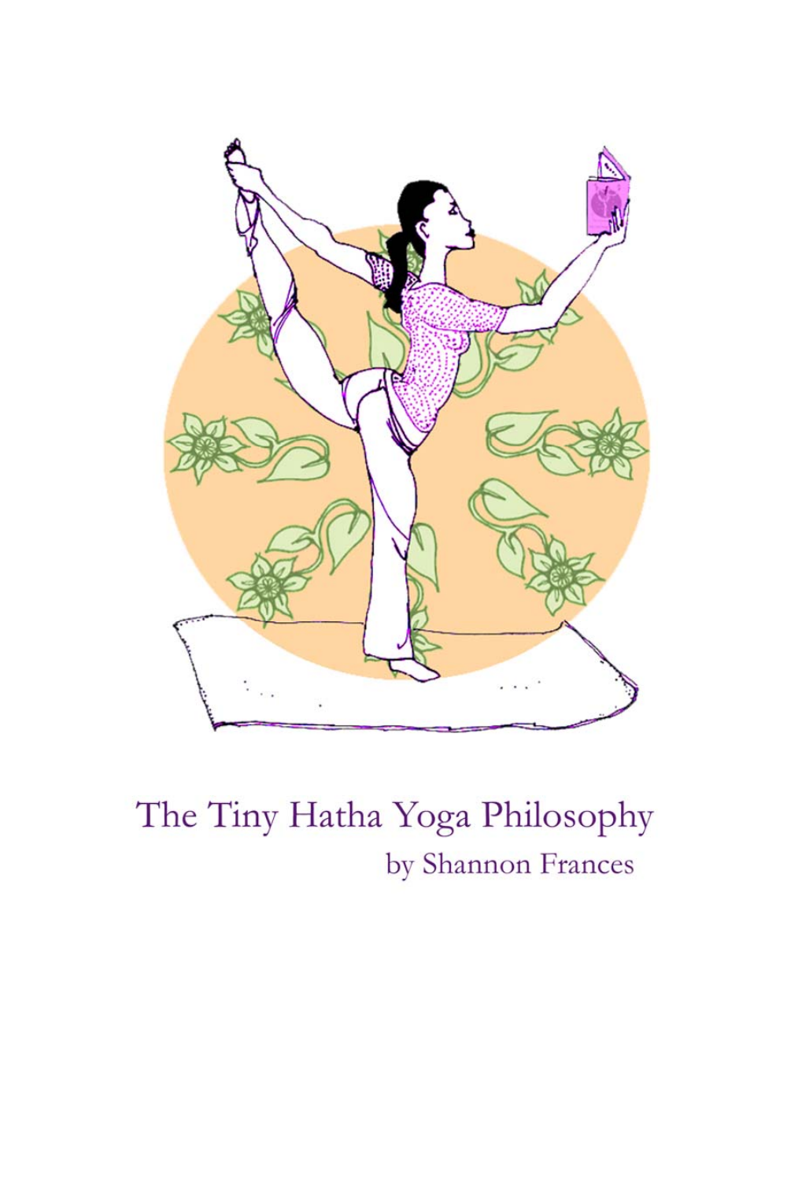# The Tiny Hatha Yoga Philosophy

by Shannon Frances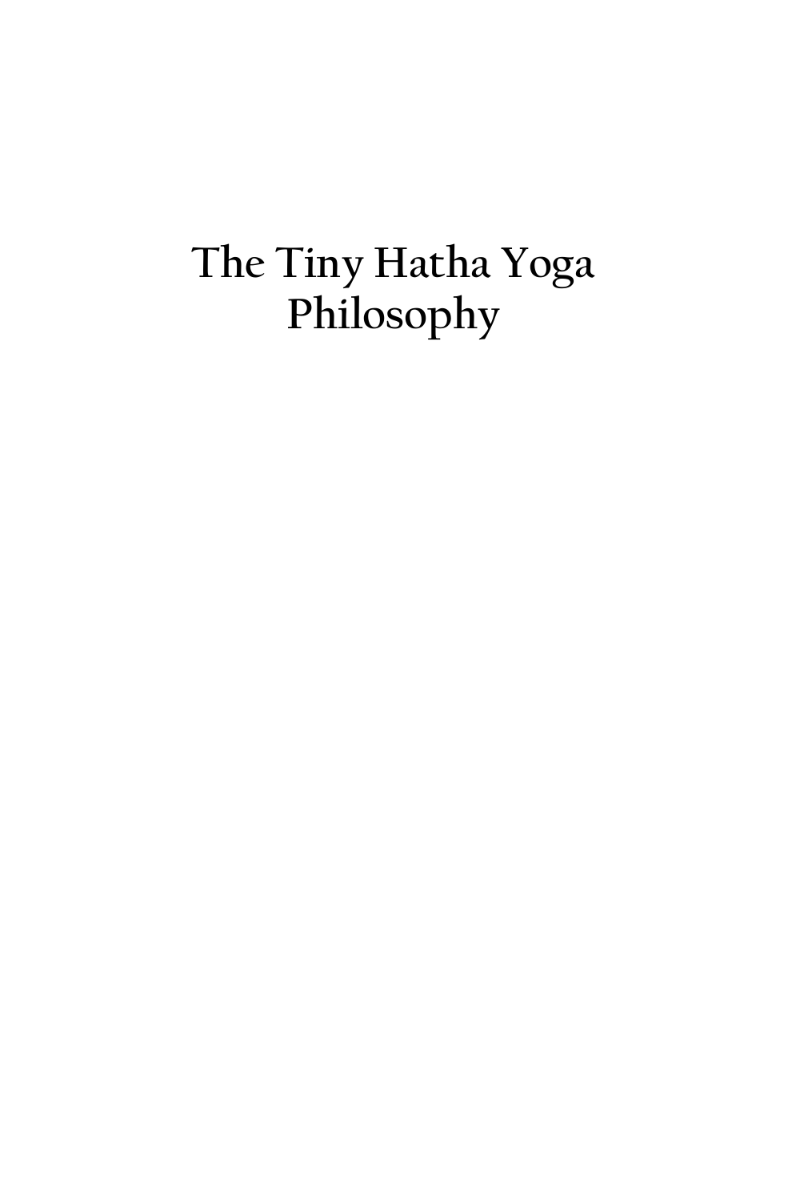# The Tiny Hatha Yoga Philosophy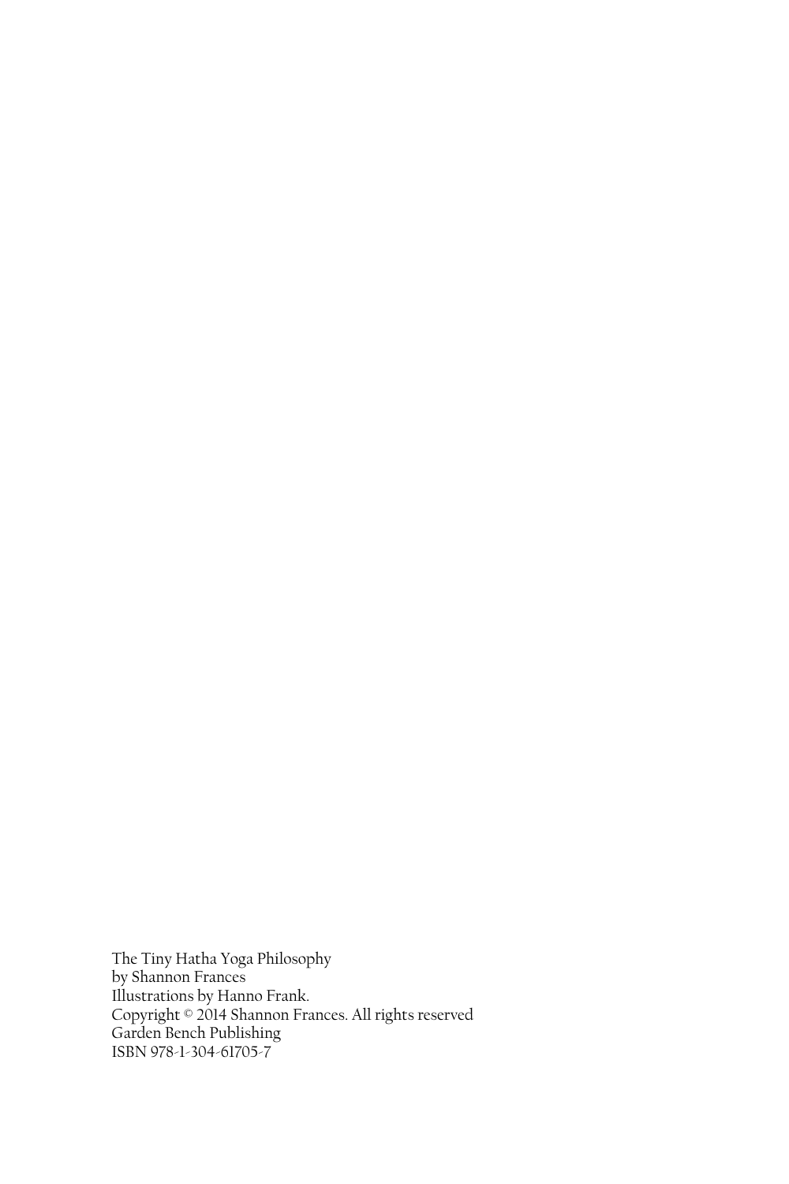The Tiny Hatha Yoga Philosophy
by Shannon Frances
Illustrations by Hanno Frank.
Copyright © 2014 Shannon Frances. All rights reserved
Garden Bench Publishing
ISBN 978-1-304-61705-7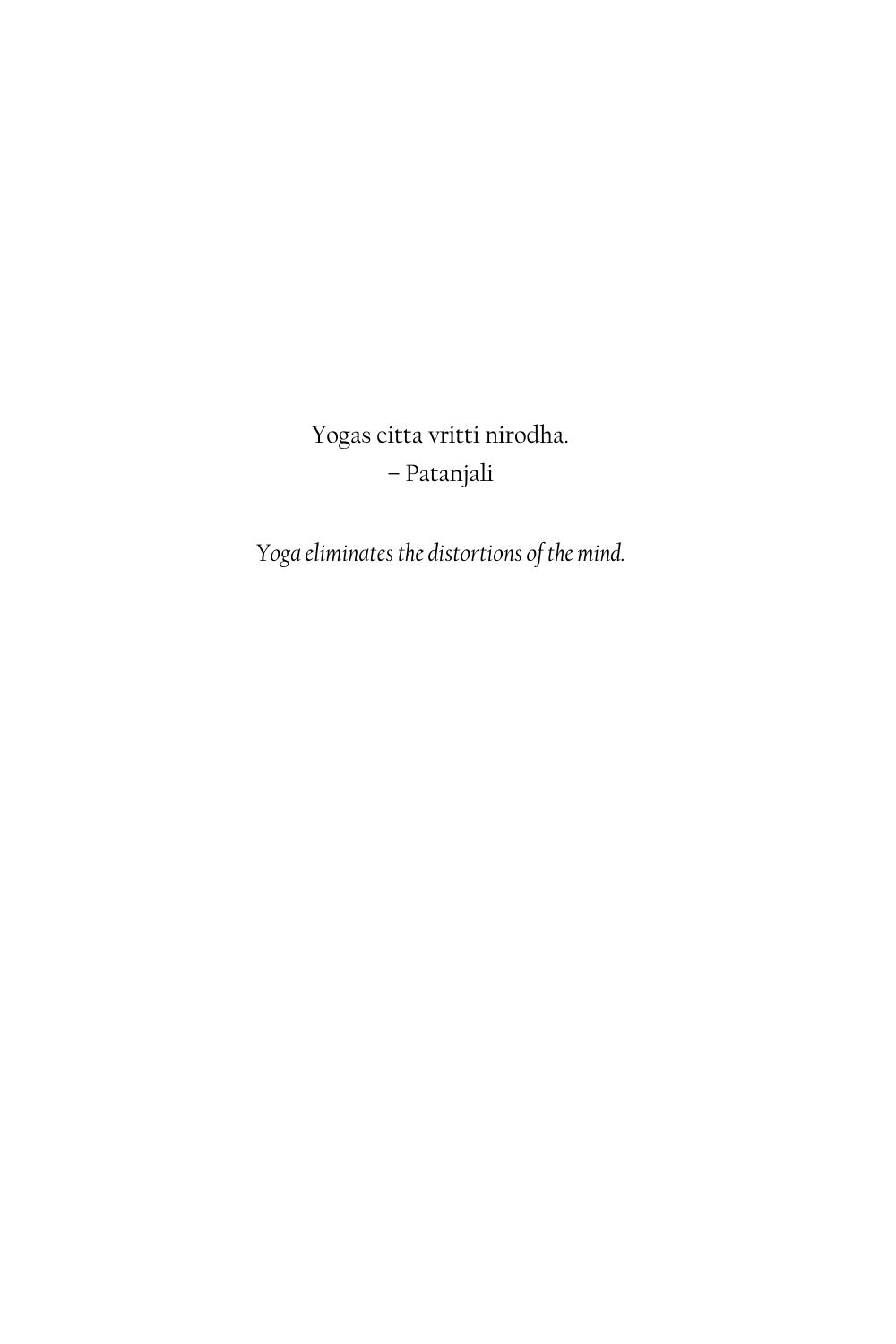Yogas citta vritti nirodha.
– Patanjali

*Yoga eliminates the distortions of the mind.*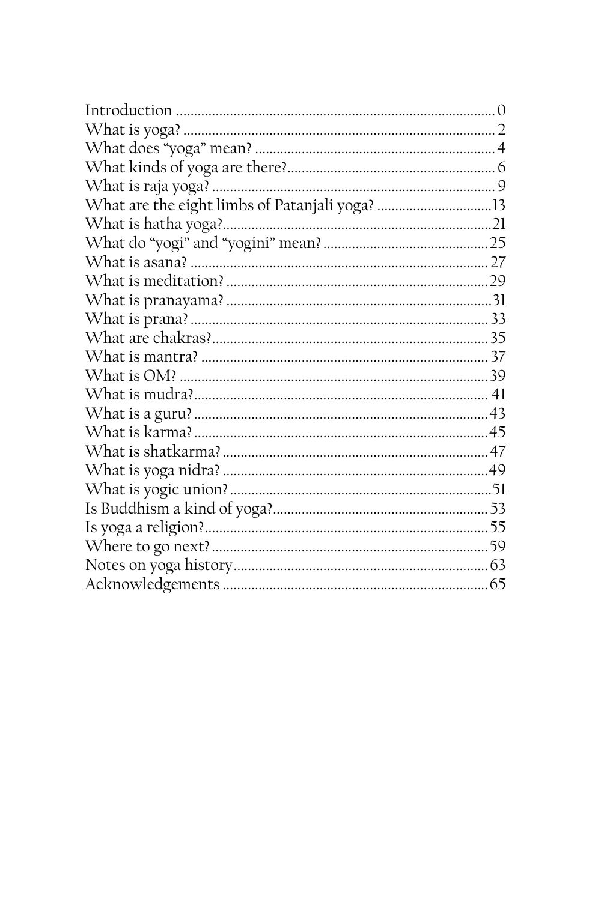| | |
|---|---|
| Introduction | 0 |
| What is yoga? | 2 |
| What does "yoga" mean? | 4 |
| What kinds of yoga are there? | 6 |
| What is raja yoga? | 9 |
| What are the eight limbs of Patanjali yoga? | 13 |
| What is hatha yoga? | 21 |
| What do "yogi" and "yogini" mean? | 25 |
| What is asana? | 27 |
| What is meditation? | 29 |
| What is pranayama? | 31 |
| What is prana? | 33 |
| What are chakras? | 35 |
| What is mantra? | 37 |
| What is OM? | 39 |
| What is mudra? | 41 |
| What is a guru? | 43 |
| What is karma? | 45 |
| What is shatkarma? | 47 |
| What is yoga nidra? | 49 |
| What is yogic union? | 51 |
| Is Buddhism a kind of yoga? | 53 |
| Is yoga a religion? | 55 |
| Where to go next? | 59 |
| Notes on yoga history | 63 |
| Acknowledgements | 65 |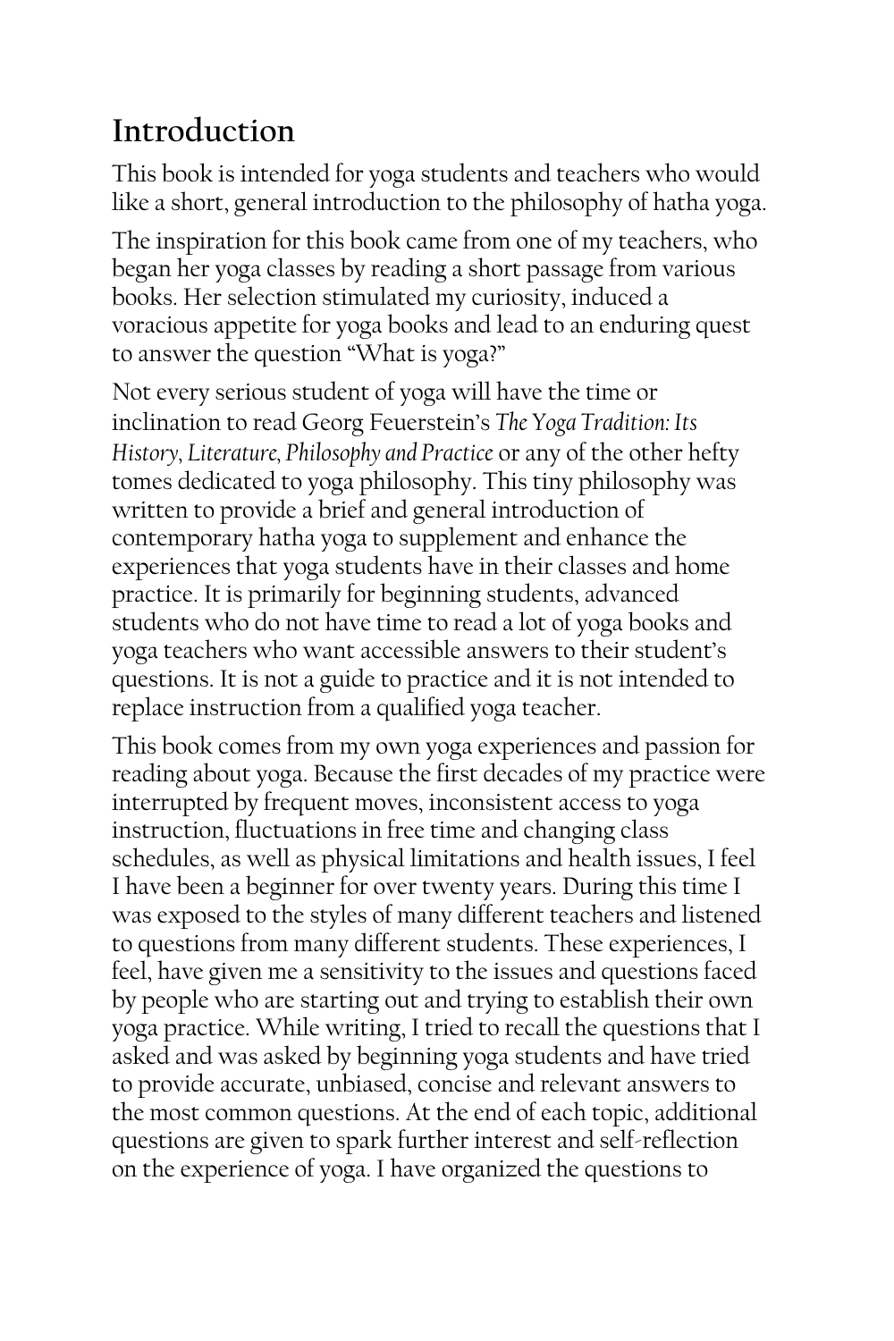## Introduction

This book is intended for yoga students and teachers who would like a short, general introduction to the philosophy of hatha yoga.

The inspiration for this book came from one of my teachers, who began her yoga classes by reading a short passage from various books. Her selection stimulated my curiosity, induced a voracious appetite for yoga books and lead to an enduring quest to answer the question "What is yoga?"

Not every serious student of yoga will have the time or inclination to read Georg Feuerstein's *The Yoga Tradition: Its History, Literature, Philosophy and Practice* or any of the other hefty tomes dedicated to yoga philosophy. This tiny philosophy was written to provide a brief and general introduction of contemporary hatha yoga to supplement and enhance the experiences that yoga students have in their classes and home practice. It is primarily for beginning students, advanced students who do not have time to read a lot of yoga books and yoga teachers who want accessible answers to their student's questions. It is not a guide to practice and it is not intended to replace instruction from a qualified yoga teacher.

This book comes from my own yoga experiences and passion for reading about yoga. Because the first decades of my practice were interrupted by frequent moves, inconsistent access to yoga instruction, fluctuations in free time and changing class schedules, as well as physical limitations and health issues, I feel I have been a beginner for over twenty years. During this time I was exposed to the styles of many different teachers and listened to questions from many different students. These experiences, I feel, have given me a sensitivity to the issues and questions faced by people who are starting out and trying to establish their own yoga practice. While writing, I tried to recall the questions that I asked and was asked by beginning yoga students and have tried to provide accurate, unbiased, concise and relevant answers to the most common questions. At the end of each topic, additional questions are given to spark further interest and self-reflection on the experience of yoga. I have organized the questions to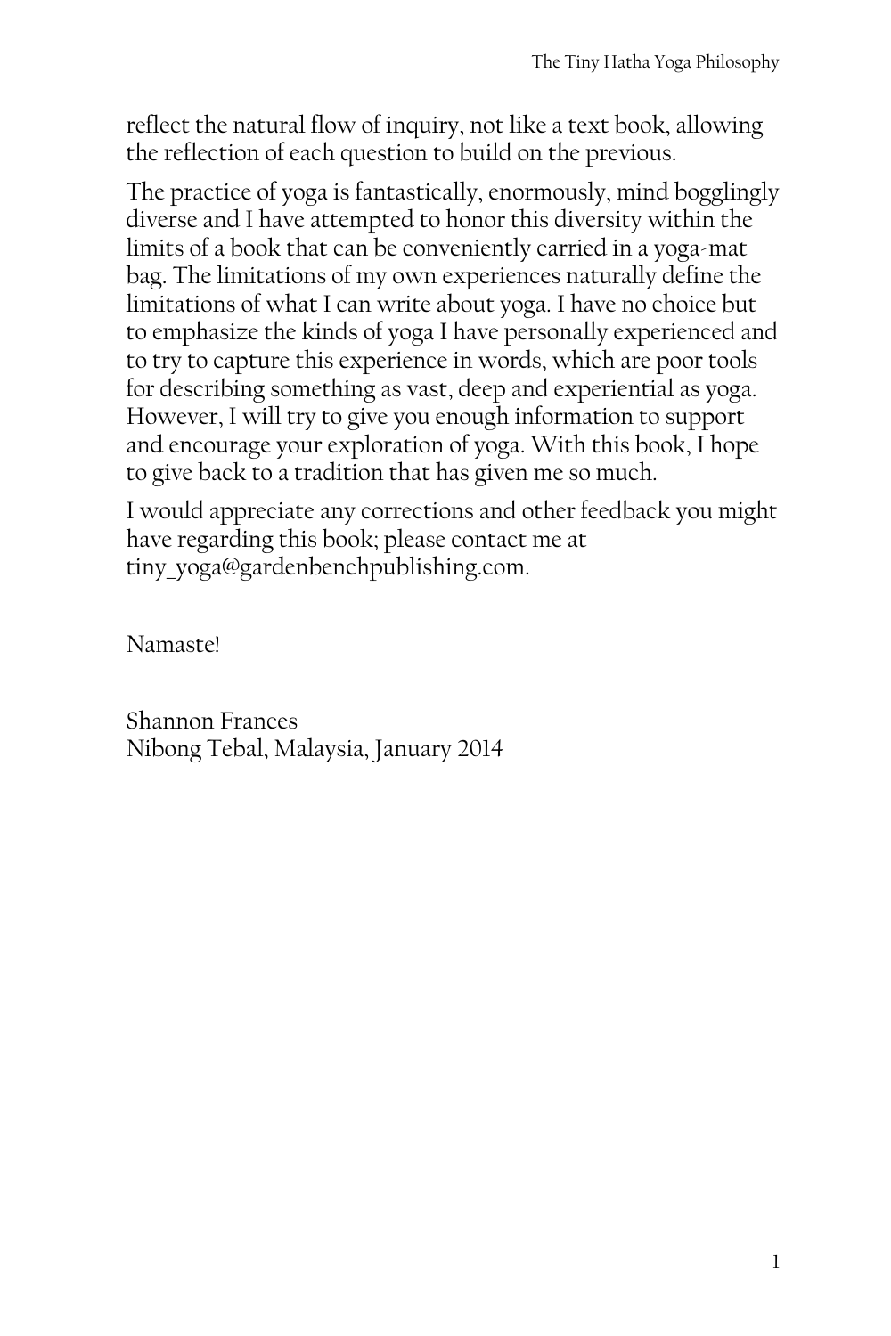reflect the natural flow of inquiry, not like a text book, allowing the reflection of each question to build on the previous.

The practice of yoga is fantastically, enormously, mind bogglingly diverse and I have attempted to honor this diversity within the limits of a book that can be conveniently carried in a yoga-mat bag. The limitations of my own experiences naturally define the limitations of what I can write about yoga. I have no choice but to emphasize the kinds of yoga I have personally experienced and to try to capture this experience in words, which are poor tools for describing something as vast, deep and experiential as yoga. However, I will try to give you enough information to support and encourage your exploration of yoga. With this book, I hope to give back to a tradition that has given me so much.

I would appreciate any corrections and other feedback you might have regarding this book; please contact me at tiny_yoga@gardenbenchpublishing.com.

Namaste!

Shannon Frances
Nibong Tebal, Malaysia, January 2014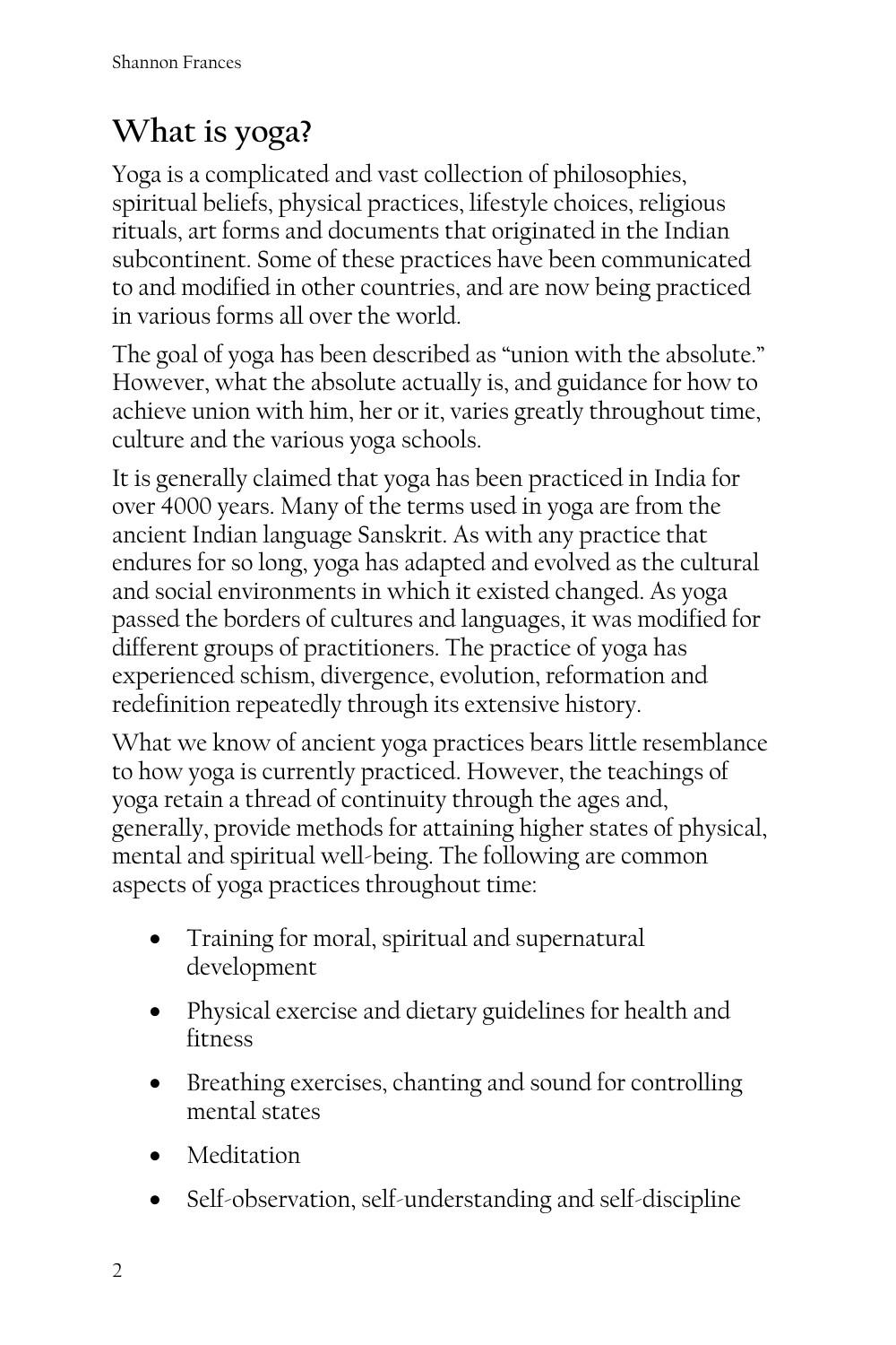## What is yoga?

Yoga is a complicated and vast collection of philosophies, spiritual beliefs, physical practices, lifestyle choices, religious rituals, art forms and documents that originated in the Indian subcontinent. Some of these practices have been communicated to and modified in other countries, and are now being practiced in various forms all over the world.

The goal of yoga has been described as "union with the absolute." However, what the absolute actually is, and guidance for how to achieve union with him, her or it, varies greatly throughout time, culture and the various yoga schools.

It is generally claimed that yoga has been practiced in India for over 4000 years. Many of the terms used in yoga are from the ancient Indian language Sanskrit. As with any practice that endures for so long, yoga has adapted and evolved as the cultural and social environments in which it existed changed. As yoga passed the borders of cultures and languages, it was modified for different groups of practitioners. The practice of yoga has experienced schism, divergence, evolution, reformation and redefinition repeatedly through its extensive history.

What we know of ancient yoga practices bears little resemblance to how yoga is currently practiced. However, the teachings of yoga retain a thread of continuity through the ages and, generally, provide methods for attaining higher states of physical, mental and spiritual well-being. The following are common aspects of yoga practices throughout time:

- Training for moral, spiritual and supernatural development
- Physical exercise and dietary guidelines for health and fitness
- Breathing exercises, chanting and sound for controlling mental states
- Meditation
- Self-observation, self-understanding and self-discipline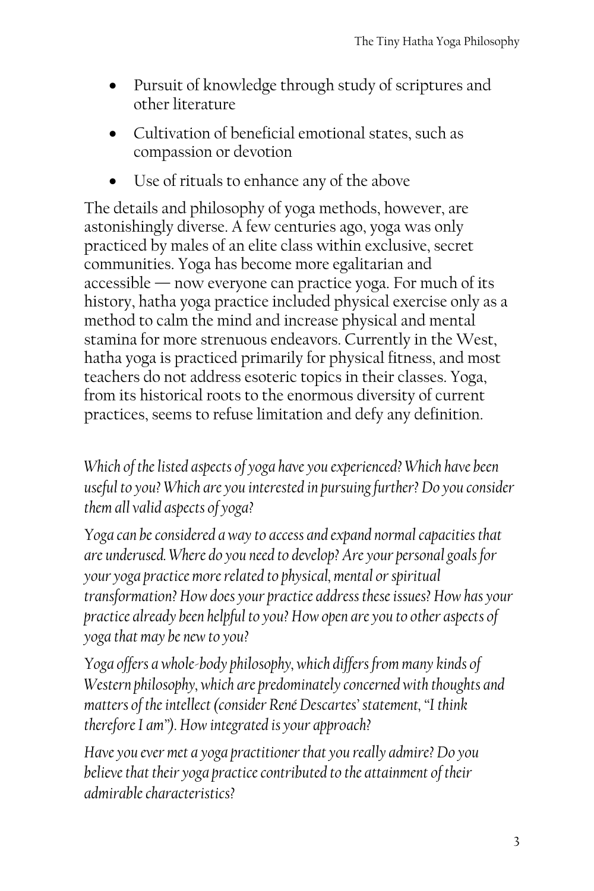- Pursuit of knowledge through study of scriptures and other literature
- Cultivation of beneficial emotional states, such as compassion or devotion
- Use of rituals to enhance any of the above

The details and philosophy of yoga methods, however, are astonishingly diverse. A few centuries ago, yoga was only practiced by males of an elite class within exclusive, secret communities. Yoga has become more egalitarian and accessible — now everyone can practice yoga. For much of its history, hatha yoga practice included physical exercise only as a method to calm the mind and increase physical and mental stamina for more strenuous endeavors. Currently in the West, hatha yoga is practiced primarily for physical fitness, and most teachers do not address esoteric topics in their classes. Yoga, from its historical roots to the enormous diversity of current practices, seems to refuse limitation and defy any definition.

*Which of the listed aspects of yoga have you experienced? Which have been useful to you? Which are you interested in pursuing further? Do you consider them all valid aspects of yoga?*

*Yoga can be considered a way to access and expand normal capacities that are underused. Where do you need to develop? Are your personal goals for your yoga practice more related to physical, mental or spiritual transformation? How does your practice address these issues? How has your practice already been helpful to you? How open are you to other aspects of yoga that may be new to you?*

*Yoga offers a whole-body philosophy, which differs from many kinds of Western philosophy, which are predominately concerned with thoughts and matters of the intellect (consider René Descartes' statement, "I think therefore I am"). How integrated is your approach?*

*Have you ever met a yoga practitioner that you really admire? Do you believe that their yoga practice contributed to the attainment of their admirable characteristics?*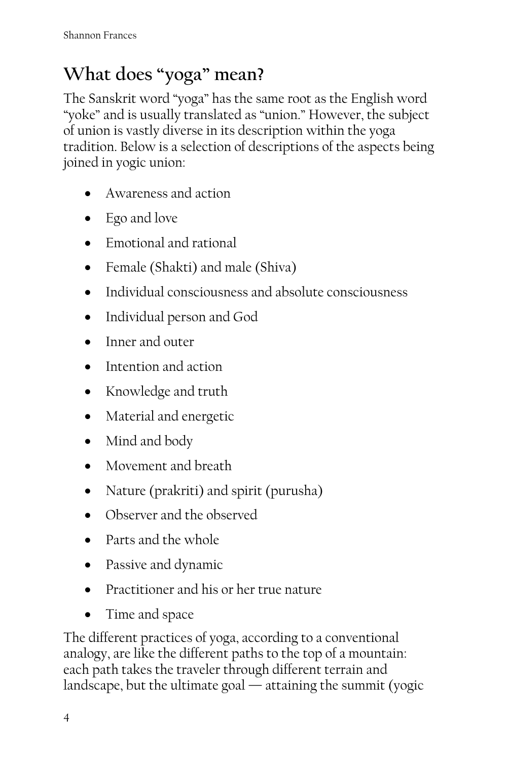## What does "yoga" mean?

The Sanskrit word "yoga" has the same root as the English word "yoke" and is usually translated as "union." However, the subject of union is vastly diverse in its description within the yoga tradition. Below is a selection of descriptions of the aspects being joined in yogic union:

- Awareness and action
- Ego and love
- Emotional and rational
- Female (Shakti) and male (Shiva)
- Individual consciousness and absolute consciousness
- Individual person and God
- Inner and outer
- Intention and action
- Knowledge and truth
- Material and energetic
- Mind and body
- Movement and breath
- Nature (prakriti) and spirit (purusha)
- Observer and the observed
- Parts and the whole
- Passive and dynamic
- Practitioner and his or her true nature
- Time and space

The different practices of yoga, according to a conventional analogy, are like the different paths to the top of a mountain: each path takes the traveler through different terrain and landscape, but the ultimate goal — attaining the summit (yogic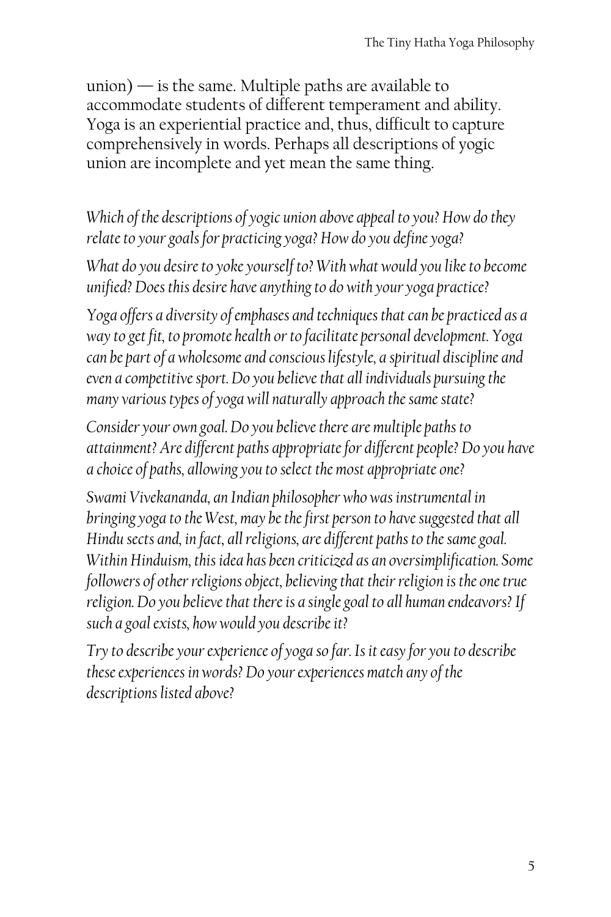union) — is the same. Multiple paths are available to accommodate students of different temperament and ability. Yoga is an experiential practice and, thus, difficult to capture comprehensively in words. Perhaps all descriptions of yogic union are incomplete and yet mean the same thing.

*Which of the descriptions of yogic union above appeal to you? How do they relate to your goals for practicing yoga? How do you define yoga?*

*What do you desire to yoke yourself to? With what would you like to become unified? Does this desire have anything to do with your yoga practice?*

*Yoga offers a diversity of emphases and techniques that can be practiced as a way to get fit, to promote health or to facilitate personal development. Yoga can be part of a wholesome and conscious lifestyle, a spiritual discipline and even a competitive sport. Do you believe that all individuals pursuing the many various types of yoga will naturally approach the same state?*

*Consider your own goal. Do you believe there are multiple paths to attainment? Are different paths appropriate for different people? Do you have a choice of paths, allowing you to select the most appropriate one?*

*Swami Vivekananda, an Indian philosopher who was instrumental in bringing yoga to the West, may be the first person to have suggested that all Hindu sects and, in fact, all religions, are different paths to the same goal. Within Hinduism, this idea has been criticized as an oversimplification. Some followers of other religions object, believing that their religion is the one true religion. Do you believe that there is a single goal to all human endeavors? If such a goal exists, how would you describe it?*

*Try to describe your experience of yoga so far. Is it easy for you to describe these experiences in words? Do your experiences match any of the descriptions listed above?*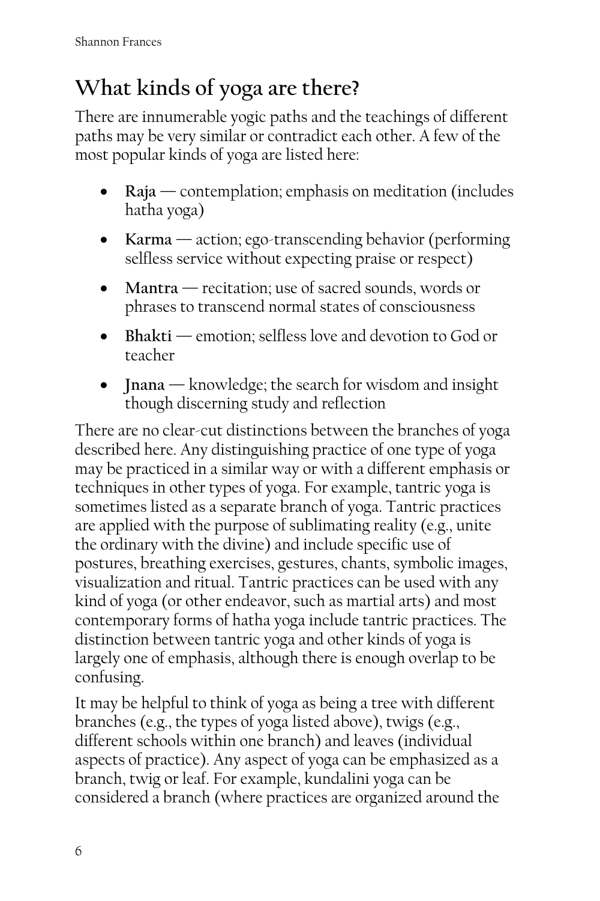## What kinds of yoga are there?

There are innumerable yogic paths and the teachings of different paths may be very similar or contradict each other. A few of the most popular kinds of yoga are listed here:

- **Raja** — contemplation; emphasis on meditation (includes hatha yoga)
- **Karma** — action; ego-transcending behavior (performing selfless service without expecting praise or respect)
- **Mantra** — recitation; use of sacred sounds, words or phrases to transcend normal states of consciousness
- **Bhakti** — emotion; selfless love and devotion to God or teacher
- **Jnana** — knowledge; the search for wisdom and insight though discerning study and reflection

There are no clear-cut distinctions between the branches of yoga described here. Any distinguishing practice of one type of yoga may be practiced in a similar way or with a different emphasis or techniques in other types of yoga. For example, tantric yoga is sometimes listed as a separate branch of yoga. Tantric practices are applied with the purpose of sublimating reality (e.g., unite the ordinary with the divine) and include specific use of postures, breathing exercises, gestures, chants, symbolic images, visualization and ritual. Tantric practices can be used with any kind of yoga (or other endeavor, such as martial arts) and most contemporary forms of hatha yoga include tantric practices. The distinction between tantric yoga and other kinds of yoga is largely one of emphasis, although there is enough overlap to be confusing.

It may be helpful to think of yoga as being a tree with different branches (e.g., the types of yoga listed above), twigs (e.g., different schools within one branch) and leaves (individual aspects of practice). Any aspect of yoga can be emphasized as a branch, twig or leaf. For example, kundalini yoga can be considered a branch (where practices are organized around the